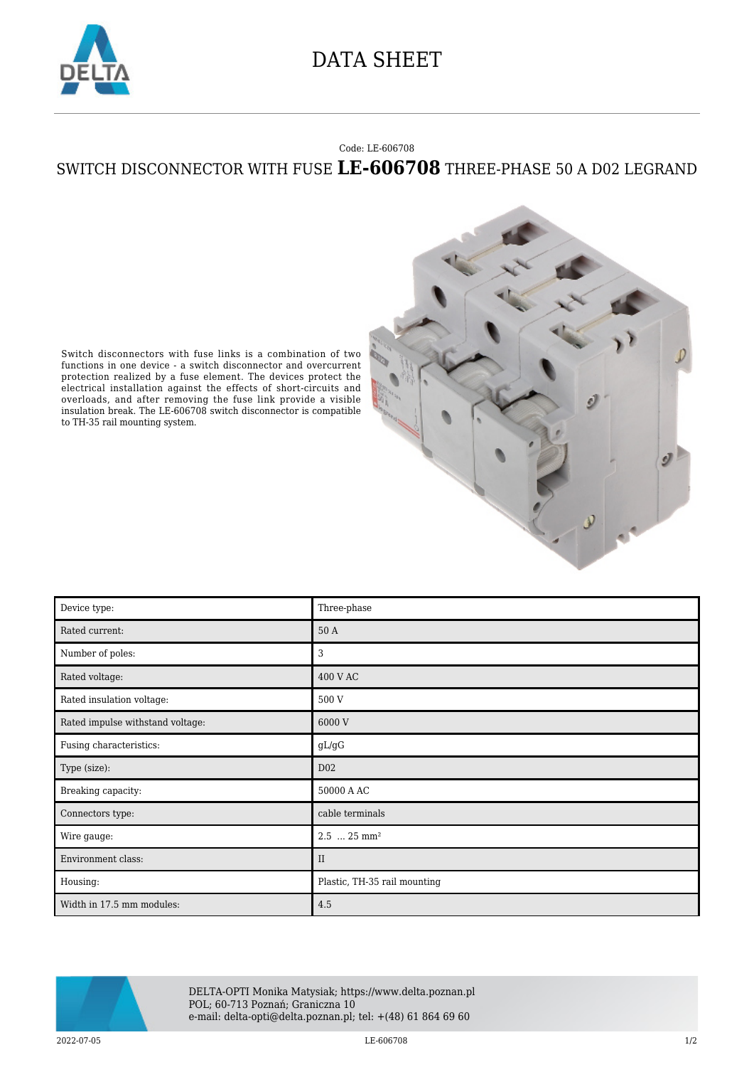# DATA SHEET

Code: LE-606708

## SWITCH DISCONNECTOR WITH FUSE **LE-606708** THREE-PHASE 50 A D02 LEGRAND

Switch disconnectors with fuse links is a combination of two functions in one device - a switch disconnector and overcurrent protection realized by a fuse element. The devices protect the electrical installation against the effects of short-circuits and overloads, and after removing the fuse link provide a visible insulation break. The LE-606708 switch disconnector is compatible to TH-35 rail mounting system.

| Device type: | Three-phase |
|---|---|
| Rated current: | 50 A |
| Number of poles: | 3 |
| Rated voltage: | 400 V AC |
| Rated insulation voltage: | 500 V |
| Rated impulse withstand voltage: | 6000 V |
| Fusing characteristics: | gL/gG |
| Type (size): | D02 |
| Breaking capacity: | 50000 A AC |
| Connectors type: | cable terminals |
| Wire gauge: | 2.5 ... 25 mm² |
| Environment class: | II |
| Housing: | Plastic, TH-35 rail mounting |
| Width in 17.5 mm modules: | 4.5 |

DELTA-OPTI Monika Matysiak; https://www.delta.poznan.pl
POL; 60-713 Poznań; Graniczna 10
e-mail: delta-opti@delta.poznan.pl; tel: +(48) 61 864 69 60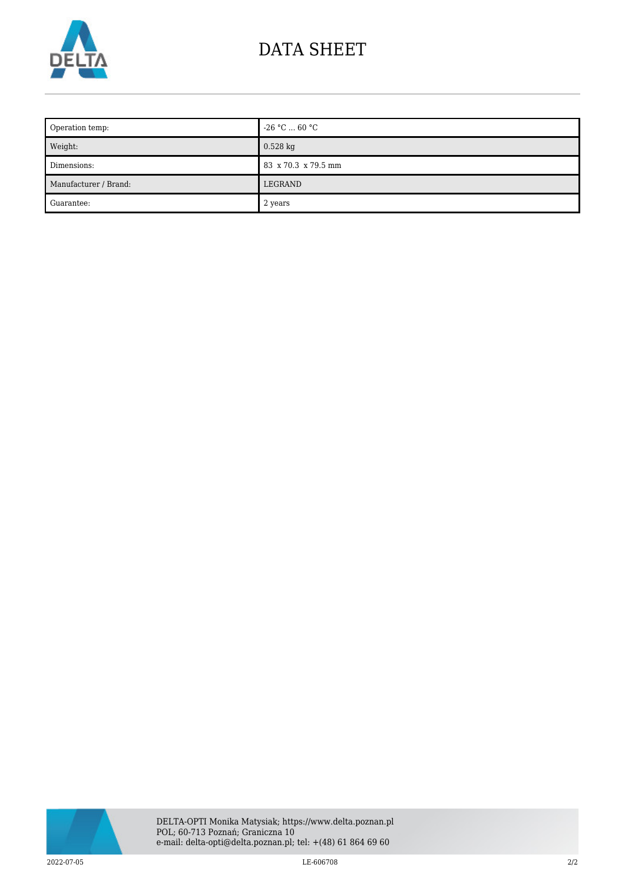# DATA SHEET

| | |
|---|---|
| Operation temp: | -26 °C ... 60 °C |
| Weight: | 0.528 kg |
| Dimensions: | 83 x 70.3 x 79.5 mm |
| Manufacturer / Brand: | LEGRAND |
| Guarantee: | 2 years |

DELTA-OPTI Monika Matysiak; https://www.delta.poznan.pl
POL; 60-713 Poznań; Graniczna 10
e-mail: delta-opti@delta.poznan.pl; tel: +(48) 61 864 69 60

2022-07-05 LE-606708